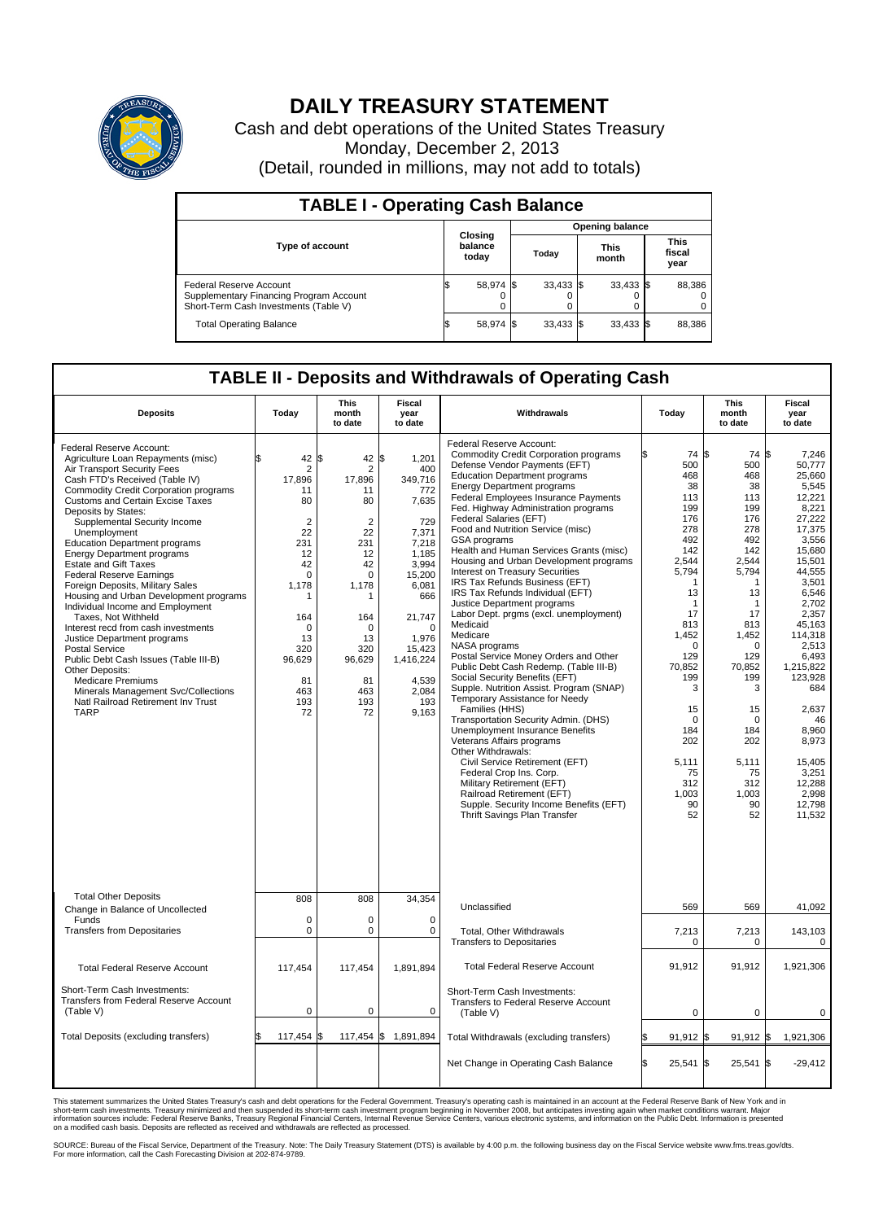# DAILY TREASURY STATEMENT

Cash and debt operations of the United States Treasury

Monday, December 2, 2013

(Detail, rounded in millions, may not add to totals)

## TABLE I - Operating Cash Balance

| Type of account | Closing balance today | Opening balance Today | Opening balance This month | Opening balance This fiscal year |
|---|---|---|---|---|
| Federal Reserve Account | $ 58,974 | $ 33,433 | $ 33,433 | $ 88,386 |
| Supplementary Financing Program Account | 0 | 0 | 0 | 0 |
| Short-Term Cash Investments (Table V) | 0 | 0 | 0 | 0 |
| Total Operating Balance | $ 58,974 | $ 33,433 | $ 33,433 | $ 88,386 |

## TABLE II - Deposits and Withdrawals of Operating Cash

| Deposits | Today | This month to date | Fiscal year to date | Withdrawals | Today | This month to date | Fiscal year to date |
|---|---|---|---|---|---|---|---|
| Federal Reserve Account: | | | | Federal Reserve Account: | | | |
| Agriculture Loan Repayments (misc) | $ 42 | $ 42 | $ 1,201 | Commodity Credit Corporation programs | $ 74 | $ 74 | $ 7,246 |
| Air Transport Security Fees | 2 | 2 | 400 | Defense Vendor Payments (EFT) | 500 | 500 | 50,777 |
| Cash FTD's Received (Table IV) | 17,896 | 17,896 | 349,716 | Education Department programs | 468 | 468 | 25,660 |
| Commodity Credit Corporation programs | 11 | 11 | 772 | Energy Department programs | 38 | 38 | 5,545 |
| Customs and Certain Excise Taxes | 80 | 80 | 7,635 | Federal Employees Insurance Payments | 113 | 113 | 12,221 |
| Deposits by States: | | | | Fed. Highway Administration programs | 199 | 199 | 8,221 |
| Supplemental Security Income | 2 | 2 | 729 | Federal Salaries (EFT) | 176 | 176 | 27,222 |
| Unemployment | 22 | 22 | 7,371 | Food and Nutrition Service (misc) | 278 | 278 | 17,375 |
| Education Department programs | 231 | 231 | 7,218 | GSA programs | 492 | 492 | 3,556 |
| Energy Department programs | 12 | 12 | 1,185 | Health and Human Services Grants (misc) | 142 | 142 | 15,680 |
| Estate and Gift Taxes | 42 | 42 | 3,994 | Housing and Urban Development programs | 2,544 | 2,544 | 15,501 |
| Federal Reserve Earnings | 0 | 0 | 15,200 | Interest on Treasury Securities | 5,794 | 5,794 | 44,555 |
| Foreign Deposits, Military Sales | 1,178 | 1,178 | 6,081 | IRS Tax Refunds Business (EFT) | 1 | 1 | 3,501 |
| Housing and Urban Development programs | 1 | 1 | 666 | IRS Tax Refunds Individual (EFT) | 13 | 13 | 6,546 |
| Individual Income and Employment Taxes, Not Withheld | 164 | 164 | 21,747 | Justice Department programs | 1 | 1 | 2,702 |
| Interest recd from cash investments | 0 | 0 | 0 | Labor Dept. prgms (excl. unemployment) | 17 | 17 | 2,357 |
| Justice Department programs | 13 | 13 | 1,976 | Medicaid | 813 | 813 | 45,163 |
| Postal Service | 320 | 320 | 15,423 | Medicare | 1,452 | 1,452 | 114,318 |
| Public Debt Cash Issues (Table III-B) | 96,629 | 96,629 | 1,416,224 | NASA programs | 0 | 0 | 2,513 |
| Other Deposits: | | | | Postal Service Money Orders and Other | 129 | 129 | 6,493 |
| Medicare Premiums | 81 | 81 | 4,539 | Public Debt Cash Redemp. (Table III-B) | 70,852 | 70,852 | 1,215,822 |
| Minerals Management Svc/Collections | 463 | 463 | 2,084 | Social Security Benefits (EFT) | 199 | 199 | 123,928 |
| Natl Railroad Retirement Inv Trust | 193 | 193 | 193 | Supple. Nutrition Assist. Program (SNAP) | 3 | 3 | 684 |
| TARP | 72 | 72 | 9,163 | Temporary Assistance for Needy Families (HHS) | 15 | 15 | 2,637 |
| | | | | Transportation Security Admin. (DHS) | 0 | 0 | 46 |
| | | | | Unemployment Insurance Benefits | 184 | 184 | 8,960 |
| | | | | Veterans Affairs programs | 202 | 202 | 8,973 |
| | | | | Other Withdrawals: | | | |
| | | | | Civil Service Retirement (EFT) | 5,111 | 5,111 | 15,405 |
| | | | | Federal Crop Ins. Corp. | 75 | 75 | 3,251 |
| | | | | Military Retirement (EFT) | 312 | 312 | 12,288 |
| | | | | Railroad Retirement (EFT) | 1,003 | 1,003 | 2,998 |
| | | | | Supple. Security Income Benefits (EFT) | 90 | 90 | 12,798 |
| | | | | Thrift Savings Plan Transfer | 52 | 52 | 11,532 |
| Total Other Deposits | 808 | 808 | 34,354 | Unclassified | 569 | 569 | 41,092 |
| Change in Balance of Uncollected Funds | 0 | 0 | 0 | | | | |
| Transfers from Depositaries | 0 | 0 | 0 | Total, Other Withdrawals | 7,213 | 7,213 | 143,103 |
| | | | | Transfers to Depositaries | 0 | 0 | 0 |
| Total Federal Reserve Account | 117,454 | 117,454 | 1,891,894 | Total Federal Reserve Account | 91,912 | 91,912 | 1,921,306 |
| Short-Term Cash Investments: Transfers from Federal Reserve Account (Table V) | 0 | 0 | 0 | Short-Term Cash Investments: Transfers to Federal Reserve Account (Table V) | 0 | 0 | 0 |
| Total Deposits (excluding transfers) | $ 117,454 | $ 117,454 | $ 1,891,894 | Total Withdrawals (excluding transfers) | $ 91,912 | $ 91,912 | $ 1,921,306 |
| | | | | Net Change in Operating Cash Balance | $ 25,541 | $ 25,541 | $ -29,412 |

This statement summarizes the United States Treasury's cash and debt operations for the Federal Government. Treasury's operating cash is maintained in an account at the Federal Reserve Bank of New York and in short-term cash investments. Treasury minimized and then suspended its short-term cash investment program beginning in November 2008, but anticipates investing again when market conditions warrant. Major information sources include: Federal Reserve Banks, Treasury Regional Financial Centers, Internal Revenue Service Centers, various electronic systems, and information on the Public Debt. Information is presented on a modified cash basis. Deposits are reflected as received and withdrawals are reflected as processed.

SOURCE: Bureau of the Fiscal Service, Department of the Treasury. Note: The Daily Treasury Statement (DTS) is available by 4:00 p.m. the following business day on the Fiscal Service website www.fms.treas.gov/dts. For more information, call the Cash Forecasting Division at 202-874-9789.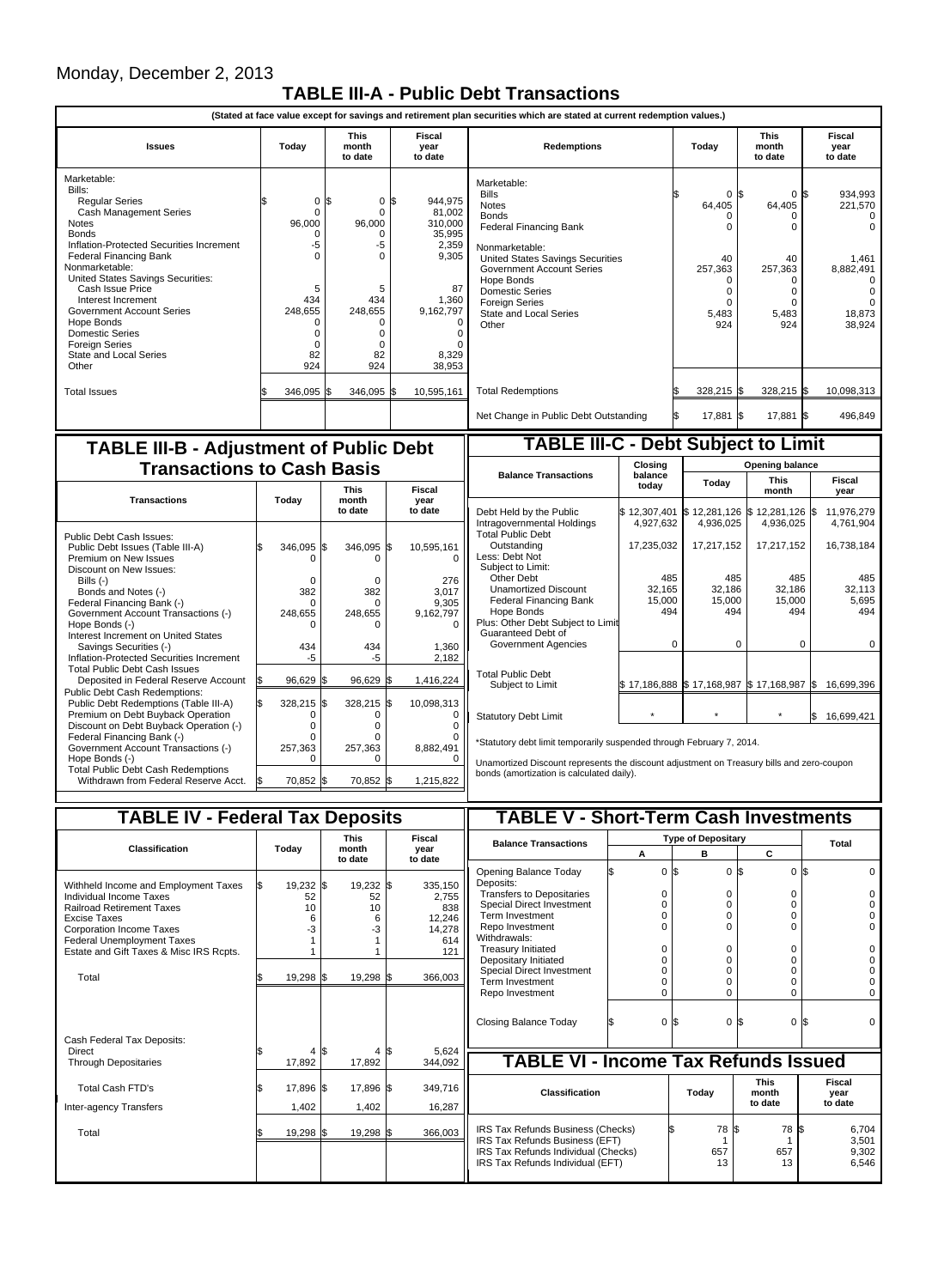Monday, December 2, 2013

# TABLE III-A - Public Debt Transactions

(Stated at face value except for savings and retirement plan securities which are stated at current redemption values.)

| Issues | Today | This month to date | Fiscal year to date | Redemptions | Today | This month to date | Fiscal year to date |
|---|---|---|---|---|---|---|---|
| Marketable: | | | | Marketable: | | | |
| Bills: | | | | Bills | $ 0 | $ 0 | $ 934,993 |
| Regular Series | $ 0 | $ 0 | $ 944,975 | Notes | 64,405 | 64,405 | 221,570 |
| Cash Management Series | 0 | 0 | 81,002 | Bonds | 0 | 0 | 0 |
| Notes | 96,000 | 96,000 | 310,000 | Federal Financing Bank | 0 | 0 | 0 |
| Bonds | 0 | 0 | 35,995 | | | | |
| Inflation-Protected Securities Increment | -5 | -5 | 2,359 | Nonmarketable: | | | |
| Federal Financing Bank | 0 | 0 | 9,305 | United States Savings Securities | 40 | 40 | 1,461 |
| Nonmarketable: | | | | Government Account Series | 257,363 | 257,363 | 8,882,491 |
| United States Savings Securities: | | | | Hope Bonds | 0 | 0 | 0 |
| Cash Issue Price | 5 | 5 | 87 | Domestic Series | 0 | 0 | 0 |
| Interest Increment | 434 | 434 | 1,360 | Foreign Series | 0 | 0 | 0 |
| Government Account Series | 248,655 | 248,655 | 9,162,797 | State and Local Series | 5,483 | 5,483 | 18,873 |
| Hope Bonds | 0 | 0 | 0 | Other | 924 | 924 | 38,924 |
| Domestic Series | 0 | 0 | 0 | | | | |
| Foreign Series | 0 | 0 | 0 | | | | |
| State and Local Series | 82 | 82 | 8,329 | | | | |
| Other | 924 | 924 | 38,953 | | | | |
| Total Issues | $ 346,095 | $ 346,095 | $ 10,595,161 | Total Redemptions | $ 328,215 | $ 328,215 | $ 10,098,313 |
| | | | | Net Change in Public Debt Outstanding | $ 17,881 | $ 17,881 | $ 496,849 |

# TABLE III-B - Adjustment of Public Debt Transactions to Cash Basis

| Transactions | Today | This month to date | Fiscal year to date |
|---|---|---|---|
| Public Debt Cash Issues: | | | |
| Public Debt Issues (Table III-A) | $ 346,095 | $ 346,095 | $ 10,595,161 |
| Premium on New Issues | 0 | 0 | 0 |
| Discount on New Issues: | | | |
| Bills (-) | 0 | 0 | 276 |
| Bonds and Notes (-) | 382 | 382 | 3,017 |
| Federal Financing Bank (-) | 0 | 0 | 9,305 |
| Government Account Transactions (-) | 248,655 | 248,655 | 9,162,797 |
| Hope Bonds (-) | 0 | 0 | 0 |
| Interest Increment on United States Savings Securities (-) | 434 | 434 | 1,360 |
| Inflation-Protected Securities Increment | -5 | -5 | 2,182 |
| Total Public Debt Cash Issues Deposited in Federal Reserve Account | $ 96,629 | $ 96,629 | $ 1,416,224 |
| Public Debt Cash Redemptions: | | | |
| Public Debt Redemptions (Table III-A) | $ 328,215 | $ 328,215 | $ 10,098,313 |
| Premium on Debt Buyback Operation | 0 | 0 | 0 |
| Discount on Debt Buyback Operation (-) | 0 | 0 | 0 |
| Federal Financing Bank (-) | 0 | 0 | 0 |
| Government Account Transactions (-) | 257,363 | 257,363 | 8,882,491 |
| Hope Bonds (-) | 0 | 0 | 0 |
| Total Public Debt Cash Redemptions Withdrawn from Federal Reserve Acct. | $ 70,852 | $ 70,852 | $ 1,215,822 |

# TABLE III-C - Debt Subject to Limit

| Balance Transactions | Closing balance today | Opening balance Today | Opening balance This month | Opening balance Fiscal year |
|---|---|---|---|---|
| Debt Held by the Public | $ 12,307,401 | $ 12,281,126 | $ 12,281,126 | $ 11,976,279 |
| Intragovernmental Holdings | 4,927,632 | 4,936,025 | 4,936,025 | 4,761,904 |
| Total Public Debt Outstanding | 17,235,032 | 17,217,152 | 17,217,152 | 16,738,184 |
| Less: Debt Not Subject to Limit: | | | | |
| Other Debt | 485 | 485 | 485 | 485 |
| Unamortized Discount | 32,165 | 32,186 | 32,186 | 32,113 |
| Federal Financing Bank | 15,000 | 15,000 | 15,000 | 5,695 |
| Hope Bonds | 494 | 494 | 494 | 494 |
| Plus: Other Debt Subject to Limit | | | | |
| Guaranteed Debt of Government Agencies | 0 | 0 | 0 | 0 |
| Total Public Debt Subject to Limit | $ 17,186,888 | $ 17,168,987 | $ 17,168,987 | $ 16,699,396 |
| Statutory Debt Limit | * | * | * | $ 16,699,421 |

*Statutory debt limit temporarily suspended through February 7, 2014.

Unamortized Discount represents the discount adjustment on Treasury bills and zero-coupon bonds (amortization is calculated daily).

# TABLE IV - Federal Tax Deposits

| Classification | Today | This month to date | Fiscal year to date |
|---|---|---|---|
| Withheld Income and Employment Taxes | $ 19,232 | $ 19,232 | $ 335,150 |
| Individual Income Taxes | 52 | 52 | 2,755 |
| Railroad Retirement Taxes | 10 | 10 | 838 |
| Excise Taxes | 6 | 6 | 12,246 |
| Corporation Income Taxes | -3 | -3 | 14,278 |
| Federal Unemployment Taxes | 1 | 1 | 614 |
| Estate and Gift Taxes & Misc IRS Rcpts. | 1 | 1 | 121 |
| Total | $ 19,298 | $ 19,298 | $ 366,003 |
| Cash Federal Tax Deposits: | | | |
| Direct | $ 4 | $ 4 | $ 5,624 |
| Through Depositaries | 17,892 | 17,892 | 344,092 |
| Total Cash FTD's | $ 17,896 | $ 17,896 | $ 349,716 |
| Inter-agency Transfers | 1,402 | 1,402 | 16,287 |
| Total | $ 19,298 | $ 19,298 | $ 366,003 |

# TABLE V - Short-Term Cash Investments

| Balance Transactions | Type of Depositary A | Type of Depositary B | Type of Depositary C | Total |
|---|---|---|---|---|
| Opening Balance Today | $ 0 | $ 0 | $ 0 | $ 0 |
| Deposits: | | | | |
| Transfers to Depositaries | 0 | 0 | 0 | 0 |
| Special Direct Investment | 0 | 0 | 0 | 0 |
| Term Investment | 0 | 0 | 0 | 0 |
| Repo Investment | 0 | 0 | 0 | 0 |
| Withdrawals: | | | | |
| Treasury Initiated | 0 | 0 | 0 | 0 |
| Depositary Initiated | 0 | 0 | 0 | 0 |
| Special Direct Investment | 0 | 0 | 0 | 0 |
| Term Investment | 0 | 0 | 0 | 0 |
| Repo Investment | 0 | 0 | 0 | 0 |
| Closing Balance Today | $ 0 | $ 0 | $ 0 | $ 0 |

# TABLE VI - Income Tax Refunds Issued

| Classification | Today | This month to date | Fiscal year to date |
|---|---|---|---|
| IRS Tax Refunds Business (Checks) | $ 78 | $ 78 | $ 6,704 |
| IRS Tax Refunds Business (EFT) | 1 | 1 | 3,501 |
| IRS Tax Refunds Individual (Checks) | 657 | 657 | 9,302 |
| IRS Tax Refunds Individual (EFT) | 13 | 13 | 6,546 |